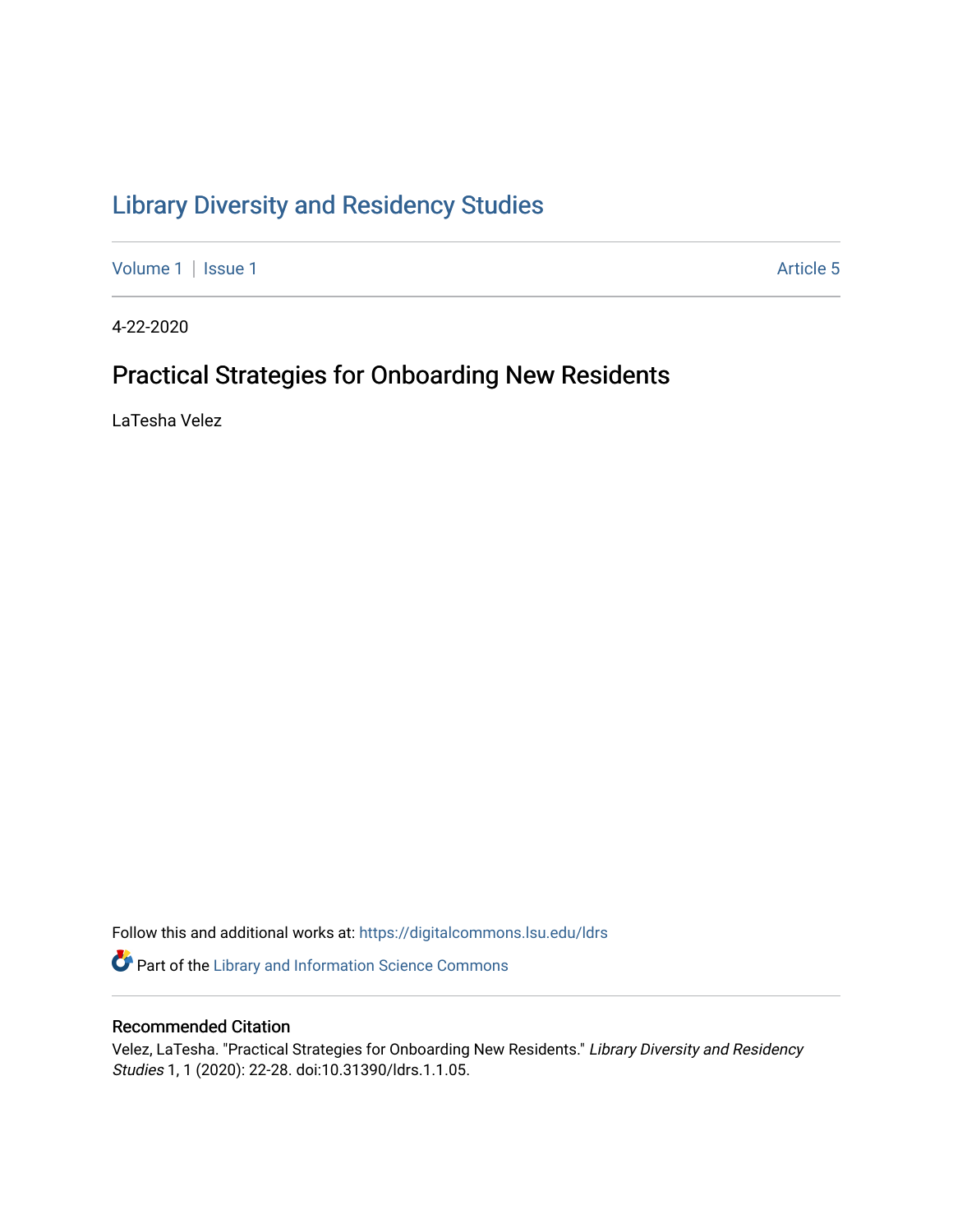# Library Diversity and Residency Studies

Volume 1 | Issue 1 Article 5

4-22-2020

## Practical Strategies for Onboarding New Residents

LaTesha Velez

Follow this and additional works at: https://digitalcommons.lsu.edu/ldrs

Part of the Library and Information Science Commons

### Recommended Citation

Velez, LaTesha. "Practical Strategies for Onboarding New Residents." *Library Diversity and Residency Studies* 1, 1 (2020): 22-28. doi:10.31390/ldrs.1.1.05.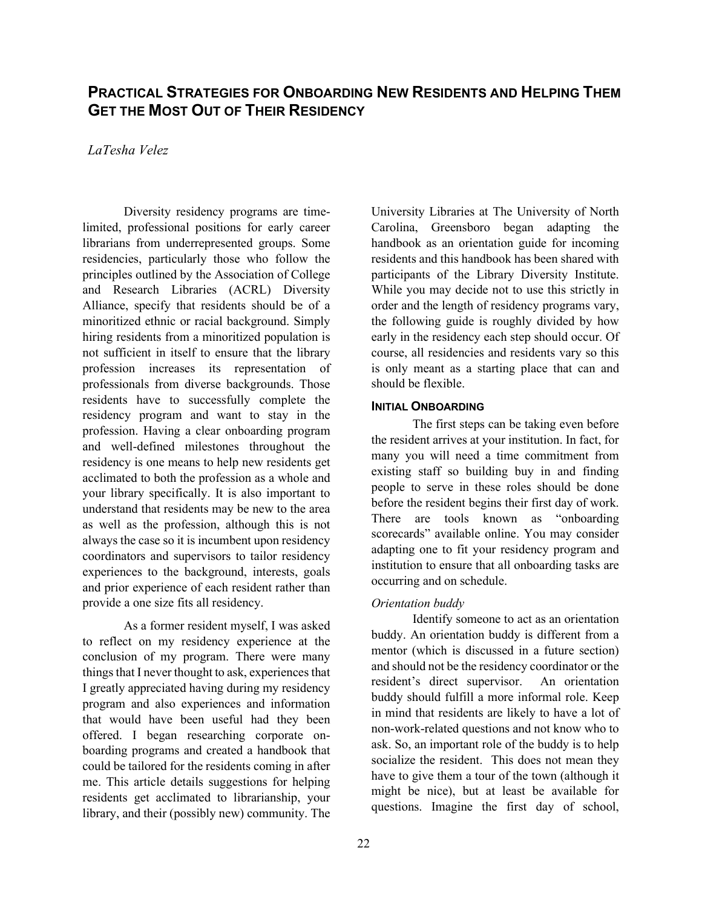# Practical Strategies for Onboarding New Residents and Helping Them Get the Most Out of Their Residency

*LaTesha Velez*

Diversity residency programs are time-limited, professional positions for early career librarians from underrepresented groups. Some residencies, particularly those who follow the principles outlined by the Association of College and Research Libraries (ACRL) Diversity Alliance, specify that residents should be of a minoritized ethnic or racial background. Simply hiring residents from a minoritized population is not sufficient in itself to ensure that the library profession increases its representation of professionals from diverse backgrounds. Those residents have to successfully complete the residency program and want to stay in the profession. Having a clear onboarding program and well-defined milestones throughout the residency is one means to help new residents get acclimated to both the profession as a whole and your library specifically. It is also important to understand that residents may be new to the area as well as the profession, although this is not always the case so it is incumbent upon residency coordinators and supervisors to tailor residency experiences to the background, interests, goals and prior experience of each resident rather than provide a one size fits all residency.

As a former resident myself, I was asked to reflect on my residency experience at the conclusion of my program. There were many things that I never thought to ask, experiences that I greatly appreciated having during my residency program and also experiences and information that would have been useful had they been offered. I began researching corporate on-boarding programs and created a handbook that could be tailored for the residents coming in after me. This article details suggestions for helping residents get acclimated to librarianship, your library, and their (possibly new) community. The University Libraries at The University of North Carolina, Greensboro began adapting the handbook as an orientation guide for incoming residents and this handbook has been shared with participants of the Library Diversity Institute. While you may decide not to use this strictly in order and the length of residency programs vary, the following guide is roughly divided by how early in the residency each step should occur. Of course, all residencies and residents vary so this is only meant as a starting place that can and should be flexible.

## Initial Onboarding

The first steps can be taking even before the resident arrives at your institution. In fact, for many you will need a time commitment from existing staff so building buy in and finding people to serve in these roles should be done before the resident begins their first day of work. There are tools known as "onboarding scorecards" available online. You may consider adapting one to fit your residency program and institution to ensure that all onboarding tasks are occurring and on schedule.

### *Orientation buddy*

Identify someone to act as an orientation buddy. An orientation buddy is different from a mentor (which is discussed in a future section) and should not be the residency coordinator or the resident's direct supervisor. An orientation buddy should fulfill a more informal role. Keep in mind that residents are likely to have a lot of non-work-related questions and not know who to ask. So, an important role of the buddy is to help socialize the resident. This does not mean they have to give them a tour of the town (although it might be nice), but at least be available for questions. Imagine the first day of school,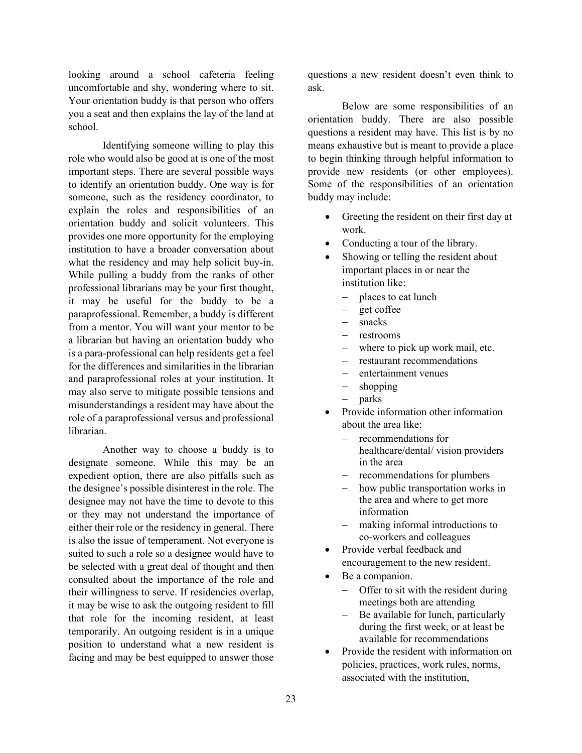looking around a school cafeteria feeling uncomfortable and shy, wondering where to sit. Your orientation buddy is that person who offers you a seat and then explains the lay of the land at school.

Identifying someone willing to play this role who would also be good at is one of the most important steps. There are several possible ways to identify an orientation buddy. One way is for someone, such as the residency coordinator, to explain the roles and responsibilities of an orientation buddy and solicit volunteers. This provides one more opportunity for the employing institution to have a broader conversation about what the residency and may help solicit buy-in. While pulling a buddy from the ranks of other professional librarians may be your first thought, it may be useful for the buddy to be a paraprofessional. Remember, a buddy is different from a mentor. You will want your mentor to be a librarian but having an orientation buddy who is a para-professional can help residents get a feel for the differences and similarities in the librarian and paraprofessional roles at your institution. It may also serve to mitigate possible tensions and misunderstandings a resident may have about the role of a paraprofessional versus and professional librarian.

Another way to choose a buddy is to designate someone. While this may be an expedient option, there are also pitfalls such as the designee's possible disinterest in the role. The designee may not have the time to devote to this or they may not understand the importance of either their role or the residency in general. There is also the issue of temperament. Not everyone is suited to such a role so a designee would have to be selected with a great deal of thought and then consulted about the importance of the role and their willingness to serve. If residencies overlap, it may be wise to ask the outgoing resident to fill that role for the incoming resident, at least temporarily. An outgoing resident is in a unique position to understand what a new resident is facing and may be best equipped to answer those questions a new resident doesn't even think to ask.

Below are some responsibilities of an orientation buddy. There are also possible questions a resident may have. This list is by no means exhaustive but is meant to provide a place to begin thinking through helpful information to provide new residents (or other employees). Some of the responsibilities of an orientation buddy may include:

- Greeting the resident on their first day at work.
- Conducting a tour of the library.
- Showing or telling the resident about important places in or near the institution like:
  - places to eat lunch
  - get coffee
  - snacks
  - restrooms
  - where to pick up work mail, etc.
  - restaurant recommendations
  - entertainment venues
  - shopping
  - parks
- Provide information other information about the area like:
  - recommendations for healthcare/dental/ vision providers in the area
  - recommendations for plumbers
  - how public transportation works in the area and where to get more information
  - making informal introductions to co-workers and colleagues
- Provide verbal feedback and encouragement to the new resident.
- Be a companion.
  - Offer to sit with the resident during meetings both are attending
  - Be available for lunch, particularly during the first week, or at least be available for recommendations
- Provide the resident with information on policies, practices, work rules, norms, associated with the institution,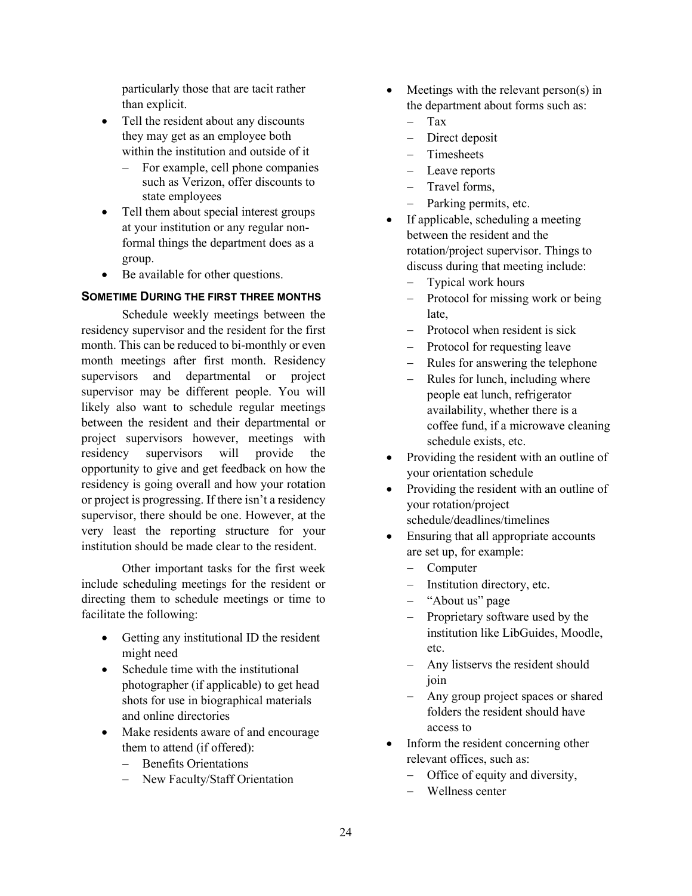particularly those that are tacit rather than explicit.

- Tell the resident about any discounts they may get as an employee both within the institution and outside of it
  - For example, cell phone companies such as Verizon, offer discounts to state employees
- Tell them about special interest groups at your institution or any regular non-formal things the department does as a group.
- Be available for other questions.

### SOMETIME DURING THE FIRST THREE MONTHS

Schedule weekly meetings between the residency supervisor and the resident for the first month. This can be reduced to bi-monthly or even month meetings after first month. Residency supervisors and departmental or project supervisor may be different people. You will likely also want to schedule regular meetings between the resident and their departmental or project supervisors however, meetings with residency supervisors will provide the opportunity to give and get feedback on how the residency is going overall and how your rotation or project is progressing. If there isn't a residency supervisor, there should be one. However, at the very least the reporting structure for your institution should be made clear to the resident.

Other important tasks for the first week include scheduling meetings for the resident or directing them to schedule meetings or time to facilitate the following:

- Getting any institutional ID the resident might need
- Schedule time with the institutional photographer (if applicable) to get head shots for use in biographical materials and online directories
- Make residents aware of and encourage them to attend (if offered):
  - Benefits Orientations
  - New Faculty/Staff Orientation
- Meetings with the relevant person(s) in the department about forms such as:
  - Tax
  - Direct deposit
  - Timesheets
  - Leave reports
  - Travel forms,
  - Parking permits, etc.
- If applicable, scheduling a meeting between the resident and the rotation/project supervisor. Things to discuss during that meeting include:
  - Typical work hours
  - Protocol for missing work or being late,
  - Protocol when resident is sick
  - Protocol for requesting leave
  - Rules for answering the telephone
  - Rules for lunch, including where people eat lunch, refrigerator availability, whether there is a coffee fund, if a microwave cleaning schedule exists, etc.
- Providing the resident with an outline of your orientation schedule
- Providing the resident with an outline of your rotation/project schedule/deadlines/timelines
- Ensuring that all appropriate accounts are set up, for example:
  - Computer
  - Institution directory, etc.
  - "About us" page
  - Proprietary software used by the institution like LibGuides, Moodle, etc.
  - Any listservs the resident should join
  - Any group project spaces or shared folders the resident should have access to
- Inform the resident concerning other relevant offices, such as:
  - Office of equity and diversity,
  - Wellness center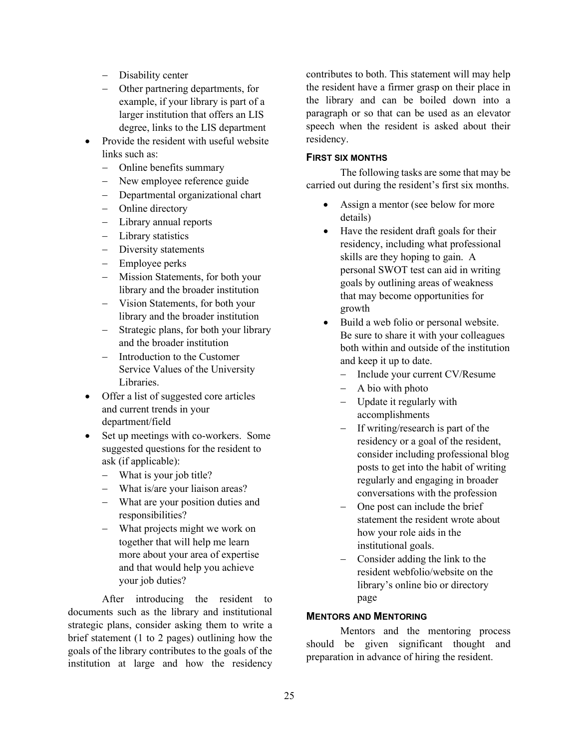- Disability center
- Other partnering departments, for example, if your library is part of a larger institution that offers an LIS degree, links to the LIS department

- Provide the resident with useful website links such as:
  - Online benefits summary
  - New employee reference guide
  - Departmental organizational chart
  - Online directory
  - Library annual reports
  - Library statistics
  - Diversity statements
  - Employee perks
  - Mission Statements, for both your library and the broader institution
  - Vision Statements, for both your library and the broader institution
  - Strategic plans, for both your library and the broader institution
  - Introduction to the Customer Service Values of the University Libraries.
- Offer a list of suggested core articles and current trends in your department/field
- Set up meetings with co-workers. Some suggested questions for the resident to ask (if applicable):
  - What is your job title?
  - What is/are your liaison areas?
  - What are your position duties and responsibilities?
  - What projects might we work on together that will help me learn more about your area of expertise and that would help you achieve your job duties?

After introducing the resident to documents such as the library and institutional strategic plans, consider asking them to write a brief statement (1 to 2 pages) outlining how the goals of the library contributes to the goals of the institution at large and how the residency contributes to both. This statement will may help the resident have a firmer grasp on their place in the library and can be boiled down into a paragraph or so that can be used as an elevator speech when the resident is asked about their residency.

#### FIRST SIX MONTHS

The following tasks are some that may be carried out during the resident's first six months.

- Assign a mentor (see below for more details)
- Have the resident draft goals for their residency, including what professional skills are they hoping to gain. A personal SWOT test can aid in writing goals by outlining areas of weakness that may become opportunities for growth
- Build a web folio or personal website. Be sure to share it with your colleagues both within and outside of the institution and keep it up to date.
  - Include your current CV/Resume
  - A bio with photo
  - Update it regularly with accomplishments
  - If writing/research is part of the residency or a goal of the resident, consider including professional blog posts to get into the habit of writing regularly and engaging in broader conversations with the profession
  - One post can include the brief statement the resident wrote about how your role aids in the institutional goals.
  - Consider adding the link to the resident webfolio/website on the library's online bio or directory page

#### MENTORS AND MENTORING

Mentors and the mentoring process should be given significant thought and preparation in advance of hiring the resident.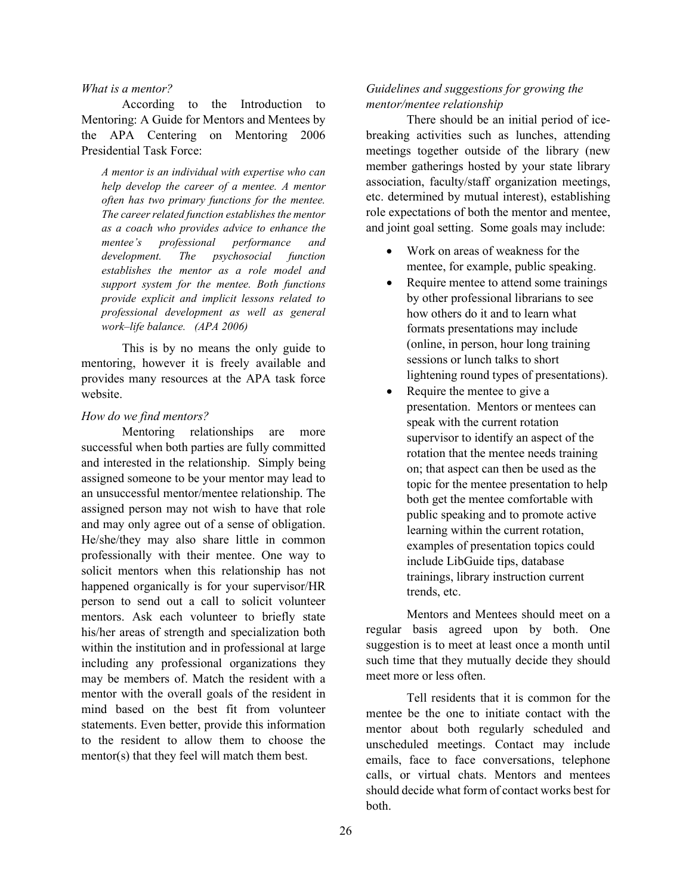*What is a mentor?*

According to the Introduction to Mentoring: A Guide for Mentors and Mentees by the APA Centering on Mentoring 2006 Presidential Task Force:

> *A mentor is an individual with expertise who can help develop the career of a mentee. A mentor often has two primary functions for the mentee. The career related function establishes the mentor as a coach who provides advice to enhance the mentee's professional performance and development. The psychosocial function establishes the mentor as a role model and support system for the mentee. Both functions provide explicit and implicit lessons related to professional development as well as general work–life balance. (APA 2006)*

This is by no means the only guide to mentoring, however it is freely available and provides many resources at the APA task force website.

*How do we find mentors?*

Mentoring relationships are more successful when both parties are fully committed and interested in the relationship. Simply being assigned someone to be your mentor may lead to an unsuccessful mentor/mentee relationship. The assigned person may not wish to have that role and may only agree out of a sense of obligation. He/she/they may also share little in common professionally with their mentee. One way to solicit mentors when this relationship has not happened organically is for your supervisor/HR person to send out a call to solicit volunteer mentors. Ask each volunteer to briefly state his/her areas of strength and specialization both within the institution and in professional at large including any professional organizations they may be members of. Match the resident with a mentor with the overall goals of the resident in mind based on the best fit from volunteer statements. Even better, provide this information to the resident to allow them to choose the mentor(s) that they feel will match them best.

*Guidelines and suggestions for growing the mentor/mentee relationship*

There should be an initial period of ice-breaking activities such as lunches, attending meetings together outside of the library (new member gatherings hosted by your state library association, faculty/staff organization meetings, etc. determined by mutual interest), establishing role expectations of both the mentor and mentee, and joint goal setting. Some goals may include:

- Work on areas of weakness for the mentee, for example, public speaking.
- Require mentee to attend some trainings by other professional librarians to see how others do it and to learn what formats presentations may include (online, in person, hour long training sessions or lunch talks to short lightening round types of presentations).
- Require the mentee to give a presentation. Mentors or mentees can speak with the current rotation supervisor to identify an aspect of the rotation that the mentee needs training on; that aspect can then be used as the topic for the mentee presentation to help both get the mentee comfortable with public speaking and to promote active learning within the current rotation, examples of presentation topics could include LibGuide tips, database trainings, library instruction current trends, etc.

Mentors and Mentees should meet on a regular basis agreed upon by both. One suggestion is to meet at least once a month until such time that they mutually decide they should meet more or less often.

Tell residents that it is common for the mentee be the one to initiate contact with the mentor about both regularly scheduled and unscheduled meetings. Contact may include emails, face to face conversations, telephone calls, or virtual chats. Mentors and mentees should decide what form of contact works best for both.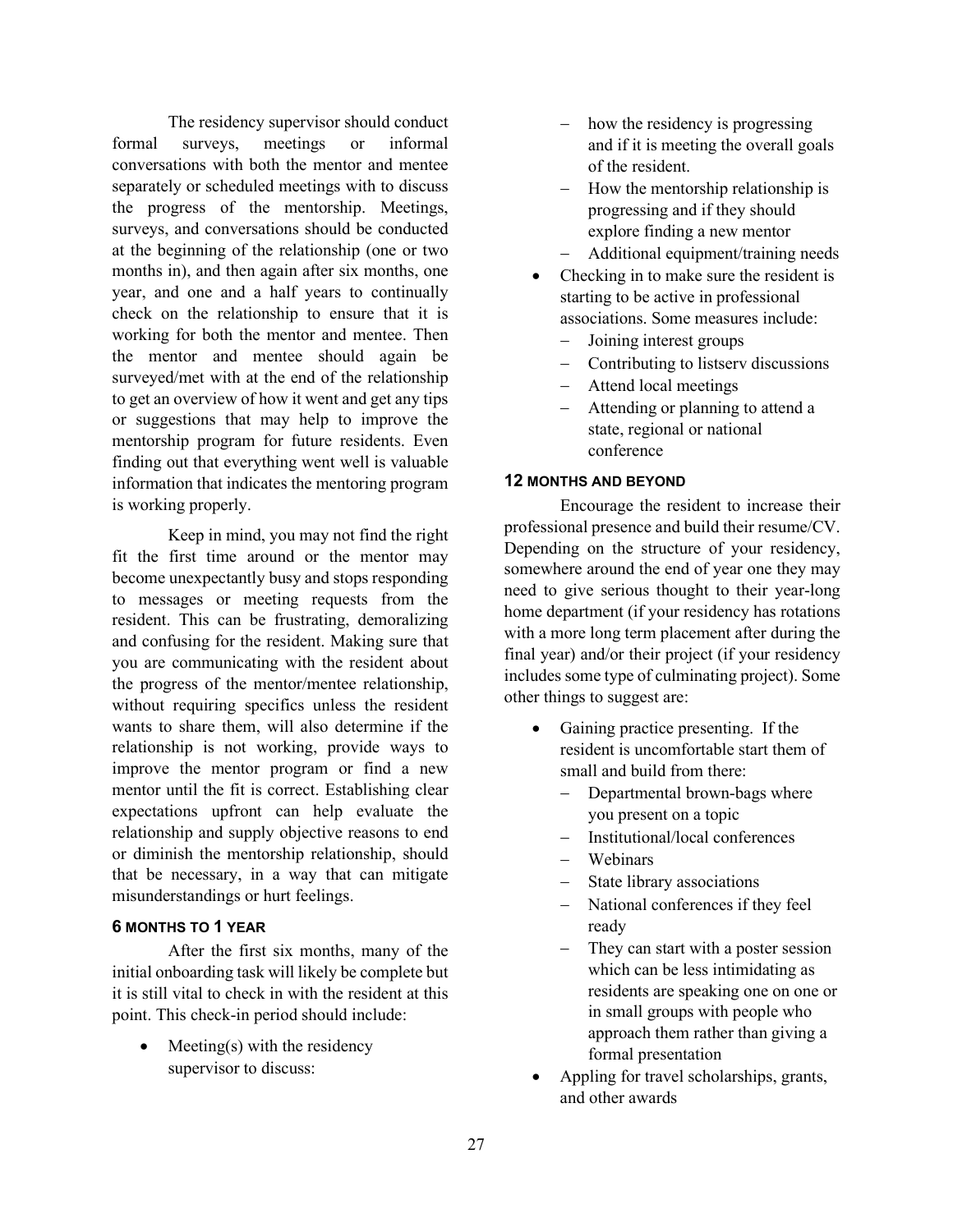The residency supervisor should conduct formal surveys, meetings or informal conversations with both the mentor and mentee separately or scheduled meetings with to discuss the progress of the mentorship. Meetings, surveys, and conversations should be conducted at the beginning of the relationship (one or two months in), and then again after six months, one year, and one and a half years to continually check on the relationship to ensure that it is working for both the mentor and mentee. Then the mentor and mentee should again be surveyed/met with at the end of the relationship to get an overview of how it went and get any tips or suggestions that may help to improve the mentorship program for future residents. Even finding out that everything went well is valuable information that indicates the mentoring program is working properly.

Keep in mind, you may not find the right fit the first time around or the mentor may become unexpectantly busy and stops responding to messages or meeting requests from the resident. This can be frustrating, demoralizing and confusing for the resident. Making sure that you are communicating with the resident about the progress of the mentor/mentee relationship, without requiring specifics unless the resident wants to share them, will also determine if the relationship is not working, provide ways to improve the mentor program or find a new mentor until the fit is correct. Establishing clear expectations upfront can help evaluate the relationship and supply objective reasons to end or diminish the mentorship relationship, should that be necessary, in a way that can mitigate misunderstandings or hurt feelings.

### 6 MONTHS TO 1 YEAR

After the first six months, many of the initial onboarding task will likely be complete but it is still vital to check in with the resident at this point. This check-in period should include:

- Meeting(s) with the residency supervisor to discuss:
  - how the residency is progressing and if it is meeting the overall goals of the resident.
  - How the mentorship relationship is progressing and if they should explore finding a new mentor
  - Additional equipment/training needs
- Checking in to make sure the resident is starting to be active in professional associations. Some measures include:
  - Joining interest groups
  - Contributing to listserv discussions
  - Attend local meetings
  - Attending or planning to attend a state, regional or national conference

### 12 MONTHS AND BEYOND

Encourage the resident to increase their professional presence and build their resume/CV. Depending on the structure of your residency, somewhere around the end of year one they may need to give serious thought to their year-long home department (if your residency has rotations with a more long term placement after during the final year) and/or their project (if your residency includes some type of culminating project). Some other things to suggest are:

- Gaining practice presenting. If the resident is uncomfortable start them of small and build from there:
  - Departmental brown-bags where you present on a topic
  - Institutional/local conferences
  - Webinars
  - State library associations
  - National conferences if they feel ready
  - They can start with a poster session which can be less intimidating as residents are speaking one on one or in small groups with people who approach them rather than giving a formal presentation
- Appling for travel scholarships, grants, and other awards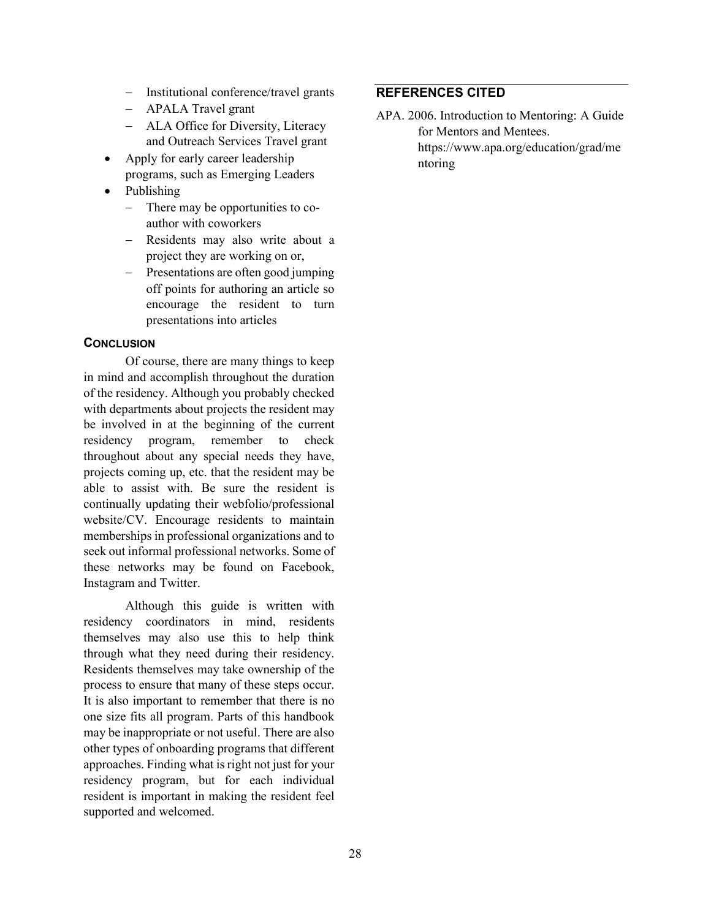- Institutional conference/travel grants
- APALA Travel grant
- ALA Office for Diversity, Literacy and Outreach Services Travel grant

- Apply for early career leadership programs, such as Emerging Leaders
- Publishing
  - There may be opportunities to co-author with coworkers
  - Residents may also write about a project they are working on or,
  - Presentations are often good jumping off points for authoring an article so encourage the resident to turn presentations into articles

### CONCLUSION

Of course, there are many things to keep in mind and accomplish throughout the duration of the residency. Although you probably checked with departments about projects the resident may be involved in at the beginning of the current residency program, remember to check throughout about any special needs they have, projects coming up, etc. that the resident may be able to assist with. Be sure the resident is continually updating their webfolio/professional website/CV. Encourage residents to maintain memberships in professional organizations and to seek out informal professional networks. Some of these networks may be found on Facebook, Instagram and Twitter.

Although this guide is written with residency coordinators in mind, residents themselves may also use this to help think through what they need during their residency. Residents themselves may take ownership of the process to ensure that many of these steps occur. It is also important to remember that there is no one size fits all program. Parts of this handbook may be inappropriate or not useful. There are also other types of onboarding programs that different approaches. Finding what is right not just for your residency program, but for each individual resident is important in making the resident feel supported and welcomed.

## REFERENCES CITED

APA. 2006. Introduction to Mentoring: A Guide for Mentors and Mentees. https://www.apa.org/education/grad/mentoring